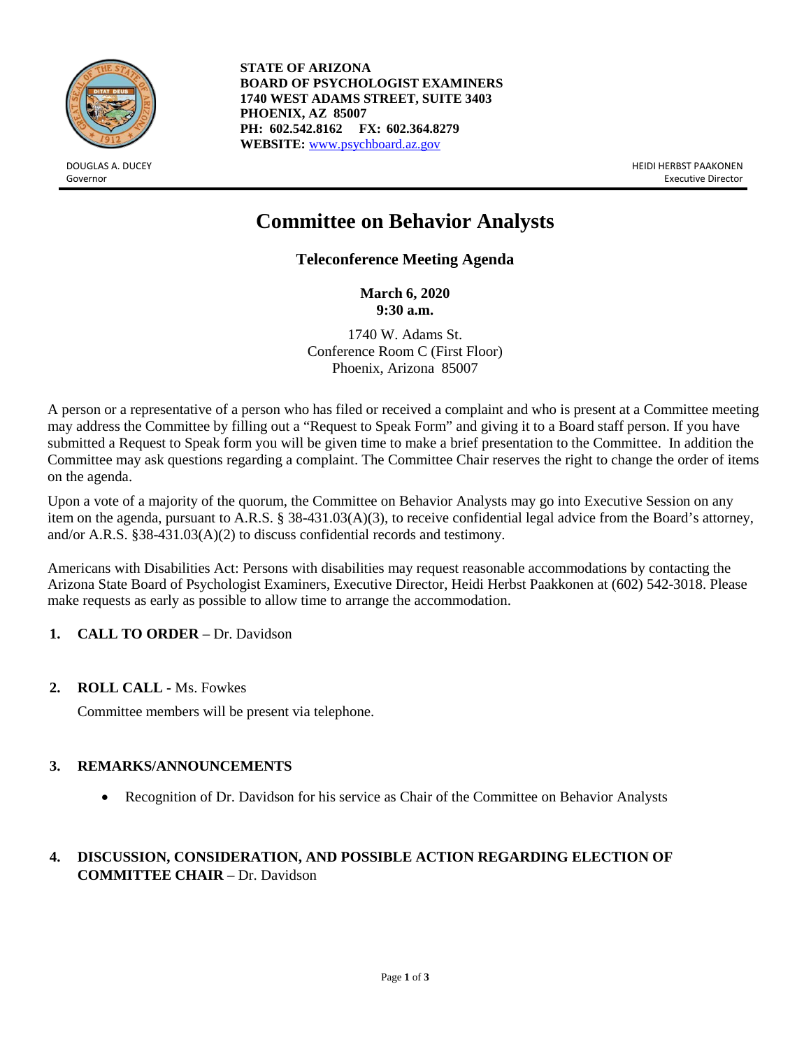**STATE OF ARIZONA**
**BOARD OF PSYCHOLOGIST EXAMINERS**
**1740 WEST ADAMS STREET, SUITE 3403**
**PHOENIX, AZ 85007**
**PH: 602.542.8162 FX: 602.364.8279**
**WEBSITE:** www.psychboard.az.gov

DOUGLAS A. DUCEY
Governor

HEIDI HERBST PAAKONEN
Executive Director

# Committee on Behavior Analysts

## Teleconference Meeting Agenda

**March 6, 2020**
**9:30 a.m.**

1740 W. Adams St.
Conference Room C (First Floor)
Phoenix, Arizona 85007

A person or a representative of a person who has filed or received a complaint and who is present at a Committee meeting may address the Committee by filling out a "Request to Speak Form" and giving it to a Board staff person. If you have submitted a Request to Speak form you will be given time to make a brief presentation to the Committee. In addition the Committee may ask questions regarding a complaint. The Committee Chair reserves the right to change the order of items on the agenda.

Upon a vote of a majority of the quorum, the Committee on Behavior Analysts may go into Executive Session on any item on the agenda, pursuant to A.R.S. § 38-431.03(A)(3), to receive confidential legal advice from the Board's attorney, and/or A.R.S. §38-431.03(A)(2) to discuss confidential records and testimony.

Americans with Disabilities Act: Persons with disabilities may request reasonable accommodations by contacting the Arizona State Board of Psychologist Examiners, Executive Director, Heidi Herbst Paakkonen at (602) 542-3018. Please make requests as early as possible to allow time to arrange the accommodation.

1. **CALL TO ORDER** – Dr. Davidson

2. **ROLL CALL -** Ms. Fowkes

   Committee members will be present via telephone.

3. **REMARKS/ANNOUNCEMENTS**

   - Recognition of Dr. Davidson for his service as Chair of the Committee on Behavior Analysts

4. **DISCUSSION, CONSIDERATION, AND POSSIBLE ACTION REGARDING ELECTION OF COMMITTEE CHAIR** – Dr. Davidson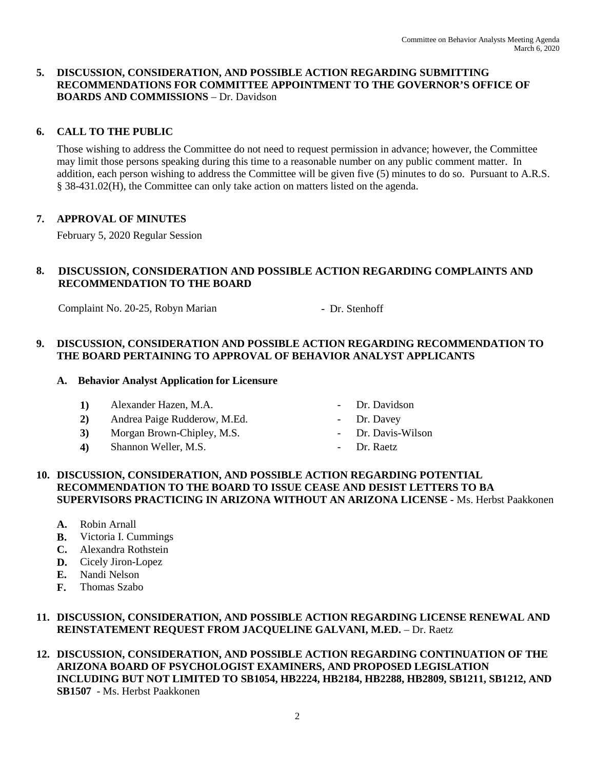**5. DISCUSSION, CONSIDERATION, AND POSSIBLE ACTION REGARDING SUBMITTING RECOMMENDATIONS FOR COMMITTEE APPOINTMENT TO THE GOVERNOR'S OFFICE OF BOARDS AND COMMISSIONS** – Dr. Davidson

**6. CALL TO THE PUBLIC**

Those wishing to address the Committee do not need to request permission in advance; however, the Committee may limit those persons speaking during this time to a reasonable number on any public comment matter. In addition, each person wishing to address the Committee will be given five (5) minutes to do so. Pursuant to A.R.S. § 38-431.02(H), the Committee can only take action on matters listed on the agenda.

**7. APPROVAL OF MINUTES**

February 5, 2020 Regular Session

**8. DISCUSSION, CONSIDERATION AND POSSIBLE ACTION REGARDING COMPLAINTS AND RECOMMENDATION TO THE BOARD**

Complaint No. 20-25, Robyn Marian - Dr. Stenhoff

**9. DISCUSSION, CONSIDERATION AND POSSIBLE ACTION REGARDING RECOMMENDATION TO THE BOARD PERTAINING TO APPROVAL OF BEHAVIOR ANALYST APPLICANTS**

**A. Behavior Analyst Application for Licensure**

**1)** Alexander Hazen, M.A. - Dr. Davidson
**2)** Andrea Paige Rudderow, M.Ed. - Dr. Davey
**3)** Morgan Brown-Chipley, M.S. - Dr. Davis-Wilson
**4)** Shannon Weller, M.S. - Dr. Raetz

**10. DISCUSSION, CONSIDERATION, AND POSSIBLE ACTION REGARDING POTENTIAL RECOMMENDATION TO THE BOARD TO ISSUE CEASE AND DESIST LETTERS TO BA SUPERVISORS PRACTICING IN ARIZONA WITHOUT AN ARIZONA LICENSE** - Ms. Herbst Paakkonen

**A.** Robin Arnall
**B.** Victoria I. Cummings
**C.** Alexandra Rothstein
**D.** Cicely Jiron-Lopez
**E.** Nandi Nelson
**F.** Thomas Szabo

**11. DISCUSSION, CONSIDERATION, AND POSSIBLE ACTION REGARDING LICENSE RENEWAL AND REINSTATEMENT REQUEST FROM JACQUELINE GALVANI, M.ED.** – Dr. Raetz

**12. DISCUSSION, CONSIDERATION, AND POSSIBLE ACTION REGARDING CONTINUATION OF THE ARIZONA BOARD OF PSYCHOLOGIST EXAMINERS, AND PROPOSED LEGISLATION INCLUDING BUT NOT LIMITED TO SB1054, HB2224, HB2184, HB2288, HB2809, SB1211, SB1212, AND SB1507** - Ms. Herbst Paakkonen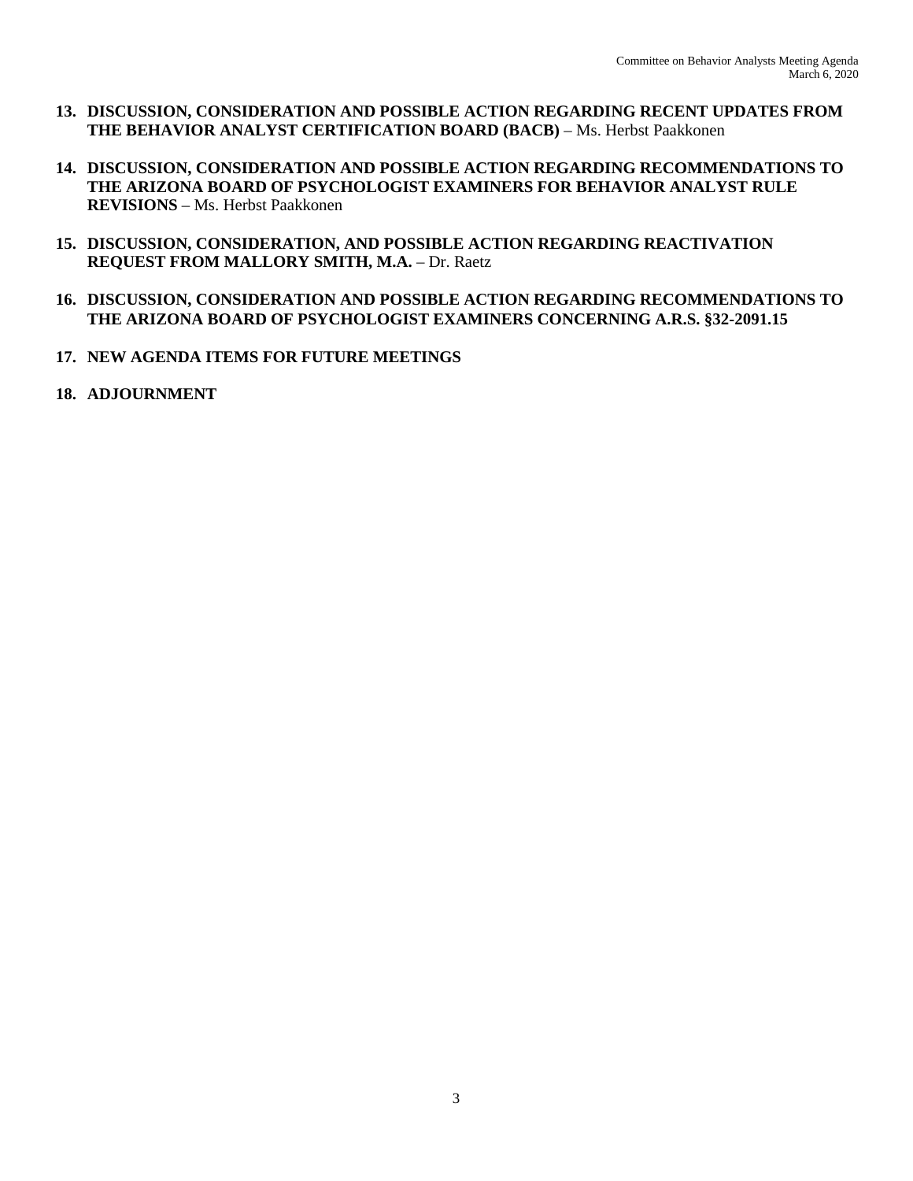13. **DISCUSSION, CONSIDERATION AND POSSIBLE ACTION REGARDING RECENT UPDATES FROM THE BEHAVIOR ANALYST CERTIFICATION BOARD (BACB)** – Ms. Herbst Paakkonen

14. **DISCUSSION, CONSIDERATION AND POSSIBLE ACTION REGARDING RECOMMENDATIONS TO THE ARIZONA BOARD OF PSYCHOLOGIST EXAMINERS FOR BEHAVIOR ANALYST RULE REVISIONS** – Ms. Herbst Paakkonen

15. **DISCUSSION, CONSIDERATION, AND POSSIBLE ACTION REGARDING REACTIVATION REQUEST FROM MALLORY SMITH, M.A.** – Dr. Raetz

16. **DISCUSSION, CONSIDERATION AND POSSIBLE ACTION REGARDING RECOMMENDATIONS TO THE ARIZONA BOARD OF PSYCHOLOGIST EXAMINERS CONCERNING A.R.S. §32-2091.15**

17. **NEW AGENDA ITEMS FOR FUTURE MEETINGS**

18. **ADJOURNMENT**